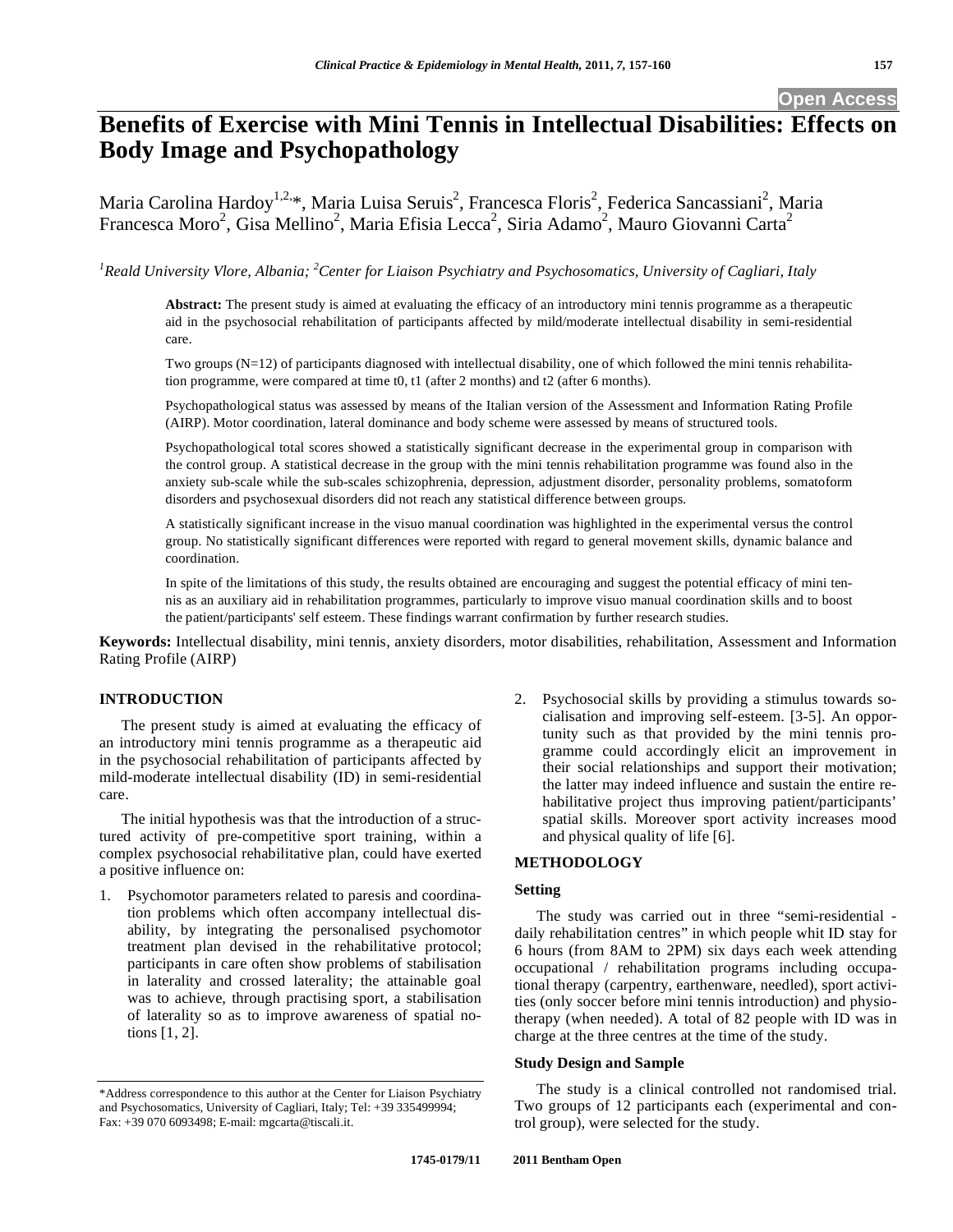Open Access

# Benefits of Exercise with Mini Tennis in Intellectual Disabilities: Effects on Body Image and Psychopathology

Maria Carolina Hardoy[1,2,*], Maria Luisa Seruis[2], Francesca Floris[2], Federica Sancassiani[2], Maria Francesca Moro[2], Gisa Mellino[2], Maria Efisia Lecca[2], Siria Adamo[2], Mauro Giovanni Carta[2]

[1]*Reald University Vlore, Albania;* [2]*Center for Liaison Psychiatry and Psychosomatics, University of Cagliari, Italy*

**Abstract:** The present study is aimed at evaluating the efficacy of an introductory mini tennis programme as a therapeutic aid in the psychosocial rehabilitation of participants affected by mild/moderate intellectual disability in semi-residential care.

Two groups (N=12) of participants diagnosed with intellectual disability, one of which followed the mini tennis rehabilitation programme, were compared at time t0, t1 (after 2 months) and t2 (after 6 months).

Psychopathological status was assessed by means of the Italian version of the Assessment and Information Rating Profile (AIRP). Motor coordination, lateral dominance and body scheme were assessed by means of structured tools.

Psychopathological total scores showed a statistically significant decrease in the experimental group in comparison with the control group. A statistical decrease in the group with the mini tennis rehabilitation programme was found also in the anxiety sub-scale while the sub-scales schizophrenia, depression, adjustment disorder, personality problems, somatoform disorders and psychosexual disorders did not reach any statistical difference between groups.

A statistically significant increase in the visuo manual coordination was highlighted in the experimental versus the control group. No statistically significant differences were reported with regard to general movement skills, dynamic balance and coordination.

In spite of the limitations of this study, the results obtained are encouraging and suggest the potential efficacy of mini tennis as an auxiliary aid in rehabilitation programmes, particularly to improve visuo manual coordination skills and to boost the patient/participants' self esteem. These findings warrant confirmation by further research studies.

**Keywords:** Intellectual disability, mini tennis, anxiety disorders, motor disabilities, rehabilitation, Assessment and Information Rating Profile (AIRP)

## INTRODUCTION

The present study is aimed at evaluating the efficacy of an introductory mini tennis programme as a therapeutic aid in the psychosocial rehabilitation of participants affected by mild-moderate intellectual disability (ID) in semi-residential care.

The initial hypothesis was that the introduction of a structured activity of pre-competitive sport training, within a complex psychosocial rehabilitative plan, could have exerted a positive influence on:

1. Psychomotor parameters related to paresis and coordination problems which often accompany intellectual disability, by integrating the personalised psychomotor treatment plan devised in the rehabilitative protocol; participants in care often show problems of stabilisation in laterality and crossed laterality; the attainable goal was to achieve, through practising sport, a stabilisation of laterality so as to improve awareness of spatial notions [1, 2].
2. Psychosocial skills by providing a stimulus towards socialisation and improving self-esteem. [3-5]. An opportunity such as that provided by the mini tennis programme could accordingly elicit an improvement in their social relationships and support their motivation; the latter may indeed influence and sustain the entire rehabilitative project thus improving patient/participants' spatial skills. Moreover sport activity increases mood and physical quality of life [6].

## METHODOLOGY

### Setting

The study was carried out in three "semi-residential - daily rehabilitation centres" in which people whit ID stay for 6 hours (from 8AM to 2PM) six days each week attending occupational / rehabilitation programs including occupational therapy (carpentry, earthenware, needled), sport activities (only soccer before mini tennis introduction) and physiotherapy (when needed). A total of 82 people with ID was in charge at the three centres at the time of the study.

### Study Design and Sample

The study is a clinical controlled not randomised trial. Two groups of 12 participants each (experimental and control group), were selected for the study.

*Address correspondence to this author at the Center for Liaison Psychiatry and Psychosomatics, University of Cagliari, Italy; Tel: +39 335499994; Fax: +39 070 6093498; E-mail: mgcarta@tiscali.it.

1745-0179/11 2011 Bentham Open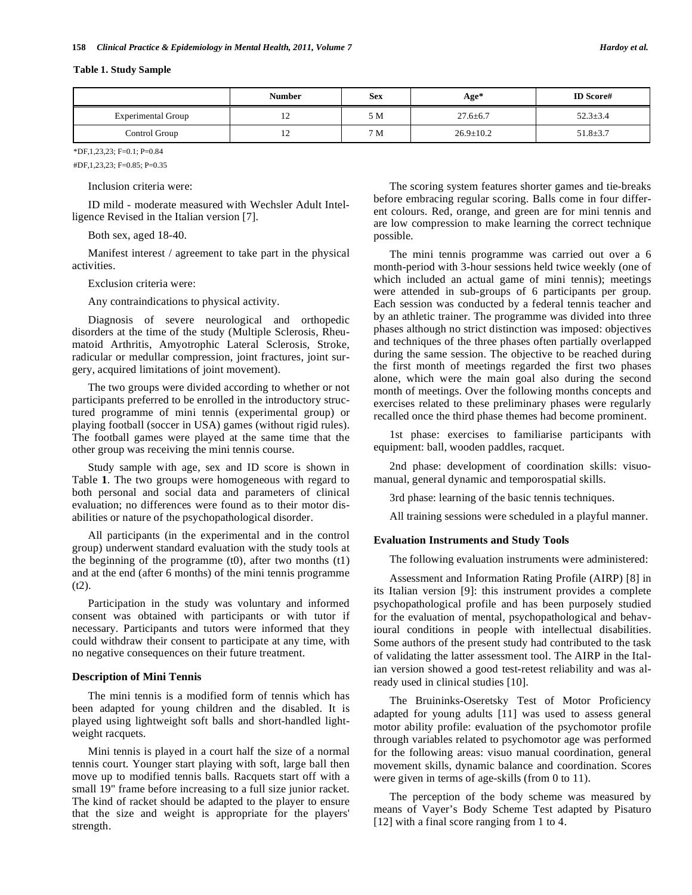**Table 1. Study Sample**

| | Number | Sex | Age* | ID Score# |
|---|---|---|---|---|
| Experimental Group | 12 | 5 M | 27.6±6.7 | 52.3±3.4 |
| Control Group | 12 | 7 M | 26.9±10.2 | 51.8±3.7 |

*DF,1,23,23; F=0.1; P=0.84

#DF,1,23,23; F=0.85; P=0.35

Inclusion criteria were:

ID mild - moderate measured with Wechsler Adult Intelligence Revised in the Italian version [7].

Both sex, aged 18-40.

Manifest interest / agreement to take part in the physical activities.

Exclusion criteria were:

Any contraindications to physical activity.

Diagnosis of severe neurological and orthopedic disorders at the time of the study (Multiple Sclerosis, Rheumatoid Arthritis, Amyotrophic Lateral Sclerosis, Stroke, radicular or medullar compression, joint fractures, joint surgery, acquired limitations of joint movement).

The two groups were divided according to whether or not participants preferred to be enrolled in the introductory structured programme of mini tennis (experimental group) or playing football (soccer in USA) games (without rigid rules). The football games were played at the same time that the other group was receiving the mini tennis course.

Study sample with age, sex and ID score is shown in Table **1**. The two groups were homogeneous with regard to both personal and social data and parameters of clinical evaluation; no differences were found as to their motor disabilities or nature of the psychopathological disorder.

All participants (in the experimental and in the control group) underwent standard evaluation with the study tools at the beginning of the programme (t0), after two months (t1) and at the end (after 6 months) of the mini tennis programme (t2).

Participation in the study was voluntary and informed consent was obtained with participants or with tutor if necessary. Participants and tutors were informed that they could withdraw their consent to participate at any time, with no negative consequences on their future treatment.

### Description of Mini Tennis

The mini tennis is a modified form of tennis which has been adapted for young children and the disabled. It is played using lightweight soft balls and short-handled lightweight racquets.

Mini tennis is played in a court half the size of a normal tennis court. Younger start playing with soft, large ball then move up to modified tennis balls. Racquets start off with a small 19" frame before increasing to a full size junior racket. The kind of racket should be adapted to the player to ensure that the size and weight is appropriate for the players' strength.

The scoring system features shorter games and tie-breaks before embracing regular scoring. Balls come in four different colours. Red, orange, and green are for mini tennis and are low compression to make learning the correct technique possible.

The mini tennis programme was carried out over a 6 month-period with 3-hour sessions held twice weekly (one of which included an actual game of mini tennis); meetings were attended in sub-groups of 6 participants per group. Each session was conducted by a federal tennis teacher and by an athletic trainer. The programme was divided into three phases although no strict distinction was imposed: objectives and techniques of the three phases often partially overlapped during the same session. The objective to be reached during the first month of meetings regarded the first two phases alone, which were the main goal also during the second month of meetings. Over the following months concepts and exercises related to these preliminary phases were regularly recalled once the third phase themes had become prominent.

1st phase: exercises to familiarise participants with equipment: ball, wooden paddles, racquet.

2nd phase: development of coordination skills: visuo-manual, general dynamic and temporospatial skills.

3rd phase: learning of the basic tennis techniques.

All training sessions were scheduled in a playful manner.

### Evaluation Instruments and Study Tools

The following evaluation instruments were administered:

Assessment and Information Rating Profile (AIRP) [8] in its Italian version [9]: this instrument provides a complete psychopathological profile and has been purposely studied for the evaluation of mental, psychopathological and behavioural conditions in people with intellectual disabilities. Some authors of the present study had contributed to the task of validating the latter assessment tool. The AIRP in the Italian version showed a good test-retest reliability and was already used in clinical studies [10].

The Bruininks-Oseretsky Test of Motor Proficiency adapted for young adults [11] was used to assess general motor ability profile: evaluation of the psychomotor profile through variables related to psychomotor age was performed for the following areas: visuo manual coordination, general movement skills, dynamic balance and coordination. Scores were given in terms of age-skills (from 0 to 11).

The perception of the body scheme was measured by means of Vayer's Body Scheme Test adapted by Pisaturo [12] with a final score ranging from 1 to 4.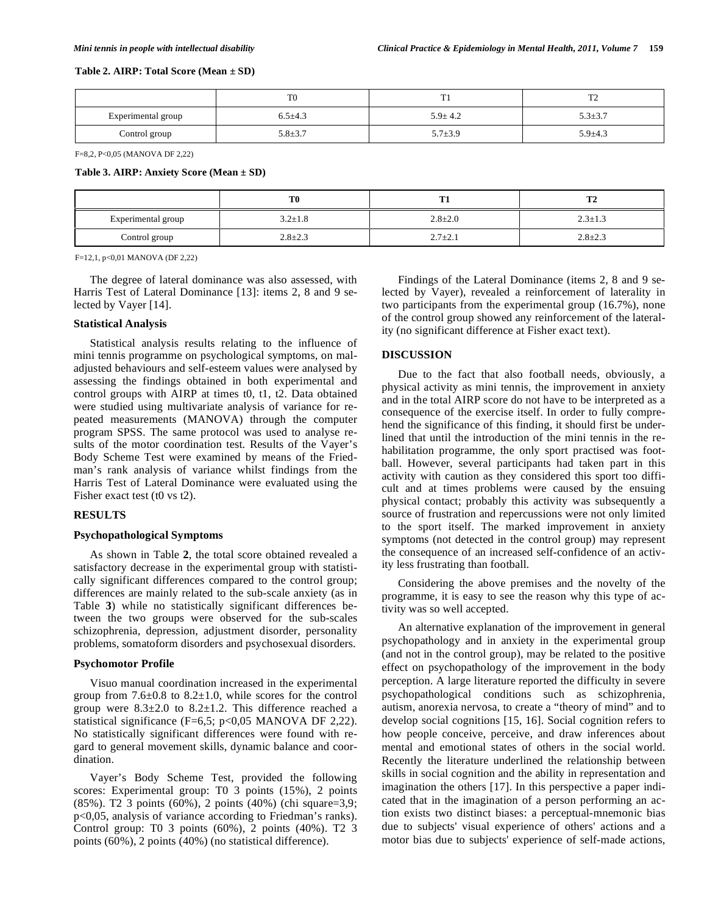**Table 2. AIRP: Total Score (Mean ± SD)**

| | T0 | T1 | T2 |
|---|---|---|---|
| Experimental group | 6.5±4.3 | 5.9± 4.2 | 5.3±3.7 |
| Control group | 5.8±3.7 | 5.7±3.9 | 5.9±4.3 |

F=8,2, P<0,05 (MANOVA DF 2,22)

**Table 3. AIRP: Anxiety Score (Mean ± SD)**

| | T0 | T1 | T2 |
|---|---|---|---|
| Experimental group | 3.2±1.8 | 2.8±2.0 | 2.3±1.3 |
| Control group | 2.8±2.3 | 2.7±2.1 | 2.8±2.3 |

F=12,1, p<0,01 MANOVA (DF 2,22)

The degree of lateral dominance was also assessed, with Harris Test of Lateral Dominance [13]: items 2, 8 and 9 selected by Vayer [14].

### Statistical Analysis

Statistical analysis results relating to the influence of mini tennis programme on psychological symptoms, on maladjusted behaviours and self-esteem values were analysed by assessing the findings obtained in both experimental and control groups with AIRP at times t0, t1, t2. Data obtained were studied using multivariate analysis of variance for repeated measurements (MANOVA) through the computer program SPSS. The same protocol was used to analyse results of the motor coordination test. Results of the Vayer's Body Scheme Test were examined by means of the Friedman's rank analysis of variance whilst findings from the Harris Test of Lateral Dominance were evaluated using the Fisher exact test (t0 vs t2).

## RESULTS

### Psychopathological Symptoms

As shown in Table **2**, the total score obtained revealed a satisfactory decrease in the experimental group with statistically significant differences compared to the control group; differences are mainly related to the sub-scale anxiety (as in Table **3**) while no statistically significant differences between the two groups were observed for the sub-scales schizophrenia, depression, adjustment disorder, personality problems, somatoform disorders and psychosexual disorders.

### Psychomotor Profile

Visuo manual coordination increased in the experimental group from 7.6±0.8 to 8.2±1.0, while scores for the control group were 8.3±2.0 to 8.2±1.2. This difference reached a statistical significance (F=6,5; p<0,05 MANOVA DF 2,22). No statistically significant differences were found with regard to general movement skills, dynamic balance and coordination.

Vayer's Body Scheme Test, provided the following scores: Experimental group: T0 3 points (15%), 2 points (85%). T2 3 points (60%), 2 points (40%) (chi square=3,9; p<0,05, analysis of variance according to Friedman's ranks). Control group: T0 3 points (60%), 2 points (40%). T2 3 points (60%), 2 points (40%) (no statistical difference).

Findings of the Lateral Dominance (items 2, 8 and 9 selected by Vayer), revealed a reinforcement of laterality in two participants from the experimental group (16.7%), none of the control group showed any reinforcement of the laterality (no significant difference at Fisher exact text).

## DISCUSSION

Due to the fact that also football needs, obviously, a physical activity as mini tennis, the improvement in anxiety and in the total AIRP score do not have to be interpreted as a consequence of the exercise itself. In order to fully comprehend the significance of this finding, it should first be underlined that until the introduction of the mini tennis in the rehabilitation programme, the only sport practised was football. However, several participants had taken part in this activity with caution as they considered this sport too difficult and at times problems were caused by the ensuing physical contact; probably this activity was subsequently a source of frustration and repercussions were not only limited to the sport itself. The marked improvement in anxiety symptoms (not detected in the control group) may represent the consequence of an increased self-confidence of an activity less frustrating than football.

Considering the above premises and the novelty of the programme, it is easy to see the reason why this type of activity was so well accepted.

An alternative explanation of the improvement in general psychopathology and in anxiety in the experimental group (and not in the control group), may be related to the positive effect on psychopathology of the improvement in the body perception. A large literature reported the difficulty in severe psychopathological conditions such as schizophrenia, autism, anorexia nervosa, to create a "theory of mind" and to develop social cognitions [15, 16]. Social cognition refers to how people conceive, perceive, and draw inferences about mental and emotional states of others in the social world. Recently the literature underlined the relationship between skills in social cognition and the ability in representation and imagination the others [17]. In this perspective a paper indicated that in the imagination of a person performing an action exists two distinct biases: a perceptual-mnemonic bias due to subjects' visual experience of others' actions and a motor bias due to subjects' experience of self-made actions,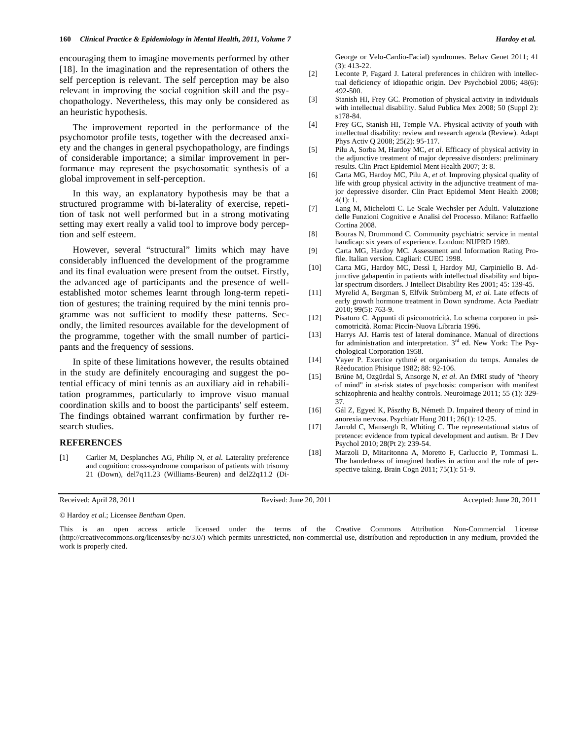encouraging them to imagine movements performed by other [18]. In the imagination and the representation of others the self perception is relevant. The self perception may be also relevant in improving the social cognition skill and the psychopathology. Nevertheless, this may only be considered as an heuristic hypothesis.

The improvement reported in the performance of the psychomotor profile tests, together with the decreased anxiety and the changes in general psychopathology, are findings of considerable importance; a similar improvement in performance may represent the psychosomatic synthesis of a global improvement in self-perception.

In this way, an explanatory hypothesis may be that a structured programme with bi-laterality of exercise, repetition of task not well performed but in a strong motivating setting may exert really a valid tool to improve body perception and self esteem.

However, several "structural" limits which may have considerably influenced the development of the programme and its final evaluation were present from the outset. Firstly, the advanced age of participants and the presence of well-established motor schemes learnt through long-term repetition of gestures; the training required by the mini tennis programme was not sufficient to modify these patterns. Secondly, the limited resources available for the development of the programme, together with the small number of participants and the frequency of sessions.

In spite of these limitations however, the results obtained in the study are definitely encouraging and suggest the potential efficacy of mini tennis as an auxiliary aid in rehabilitation programmes, particularly to improve visuo manual coordination skills and to boost the participants' self esteem. The findings obtained warrant confirmation by further research studies.

## REFERENCES

[1] Carlier M, Desplanches AG, Philip N, *et al.* Laterality preference and cognition: cross-syndrome comparison of patients with trisomy 21 (Down), del7q11.23 (Williams-Beuren) and del22q11.2 (Di-George or Velo-Cardio-Facial) syndromes. Behav Genet 2011; 41 (3): 413-22.

[2] Leconte P, Fagard J. Lateral preferences in children with intellectual deficiency of idiopathic origin. Dev Psychobiol 2006; 48(6): 492-500.

[3] Stanish HI, Frey GC. Promotion of physical activity in individuals with intellectual disability. Salud Publica Mex 2008; 50 (Suppl 2): s178-84.

[4] Frey GC, Stanish HI, Temple VA. Physical activity of youth with intellectual disability: review and research agenda (Review). Adapt Phys Activ Q 2008; 25(2): 95-117.

[5] Pilu A, Sorba M, Hardoy MC, *et al.* Efficacy of physical activity in the adjunctive treatment of major depressive disorders: preliminary results. Clin Pract Epidemiol Ment Health 2007; 3: 8.

[6] Carta MG, Hardoy MC, Pilu A, *et al.* Improving physical quality of life with group physical activity in the adjunctive treatment of major depressive disorder. Clin Pract Epidemol Ment Health 2008; 4(1): 1.

[7] Lang M, Michelotti C. Le Scale Wechsler per Adulti. Valutazione delle Funzioni Cognitive e Analisi del Processo. Milano: Raffaello Cortina 2008.

[8] Bouras N, Drummond C. Community psychiatric service in mental handicap: six years of experience. London: NUPRD 1989.

[9] Carta MG, Hardoy MC. Assessment and Information Rating Profile. Italian version. Cagliari: CUEC 1998.

[10] Carta MG, Hardoy MC, Dessì I, Hardoy MJ, Carpiniello B. Adjunctive gabapentin in patients with intellectual disability and bipolar spectrum disorders. J Intellect Disability Res 2001; 45: 139-45.

[11] Myrelid A, Bergman S, Elfvik Strömberg M, *et al.* Late effects of early growth hormone treatment in Down syndrome. Acta Paediatr 2010; 99(5): 763-9.

[12] Pisaturo C. Appunti di psicomotricità. Lo schema corporeo in psicomotricità. Roma: Piccin-Nuova Libraria 1996.

[13] Harrys AJ. Harris test of lateral dominance. Manual of directions for administration and interpretation. 3rd ed. New York: The Psychological Corporation 1958.

[14] Vayer P. Exercice rythmé et organisation du temps. Annales de Rèeducation Phisique 1982; 88: 92-106.

[15] Brüne M, Ozgürdal S, Ansorge N, *et al.* An fMRI study of "theory of mind" in at-risk states of psychosis: comparison with manifest schizophrenia and healthy controls. Neuroimage 2011; 55 (1): 329-37.

[16] Gál Z, Egyed K, Pászthy B, Németh D. Impaired theory of mind in anorexia nervosa. Psychiatr Hung 2011; 26(1): 12-25.

[17] Jarrold C, Mansergh R, Whiting C. The representational status of pretence: evidence from typical development and autism. Br J Dev Psychol 2010; 28(Pt 2): 239-54.

[18] Marzoli D, Mitaritonna A, Moretto F, Carluccio P, Tommasi L. The handedness of imagined bodies in action and the role of perspective taking. Brain Cogn 2011; 75(1): 51-9.

Received: April 28, 2011 Revised: June 20, 2011 Accepted: June 20, 2011

© Hardoy *et al.*; Licensee *Bentham Open*.

This is an open access article licensed under the terms of the Creative Commons Attribution Non-Commercial License (http://creativecommons.org/licenses/by-nc/3.0/) which permits unrestricted, non-commercial use, distribution and reproduction in any medium, provided the work is properly cited.